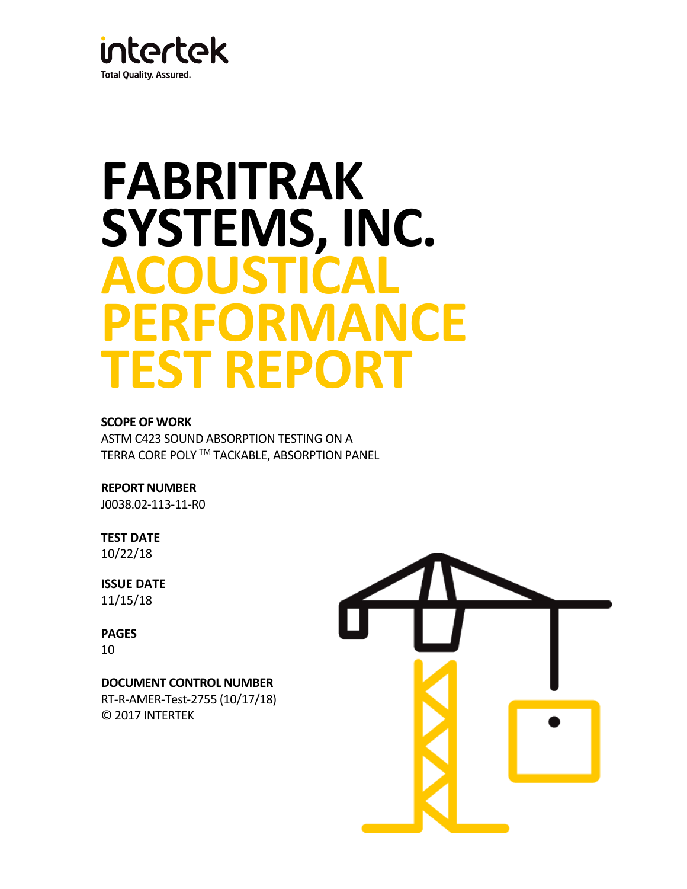intertek

Total Quality. Assured.

# FABRITRAK SYSTEMS, INC.

# ACOUSTICAL PERFORMANCE TEST REPORT

**SCOPE OF WORK**

ASTM C423 SOUND ABSORPTION TESTING ON A TERRA CORE POLY ™ TACKABLE, ABSORPTION PANEL

**REPORT NUMBER**

J0038.02-113-11-R0

**TEST DATE**

10/22/18

**ISSUE DATE**

11/15/18

**PAGES**

10

**DOCUMENT CONTROL NUMBER**

RT-R-AMER-Test-2755 (10/17/18)

© 2017 INTERTEK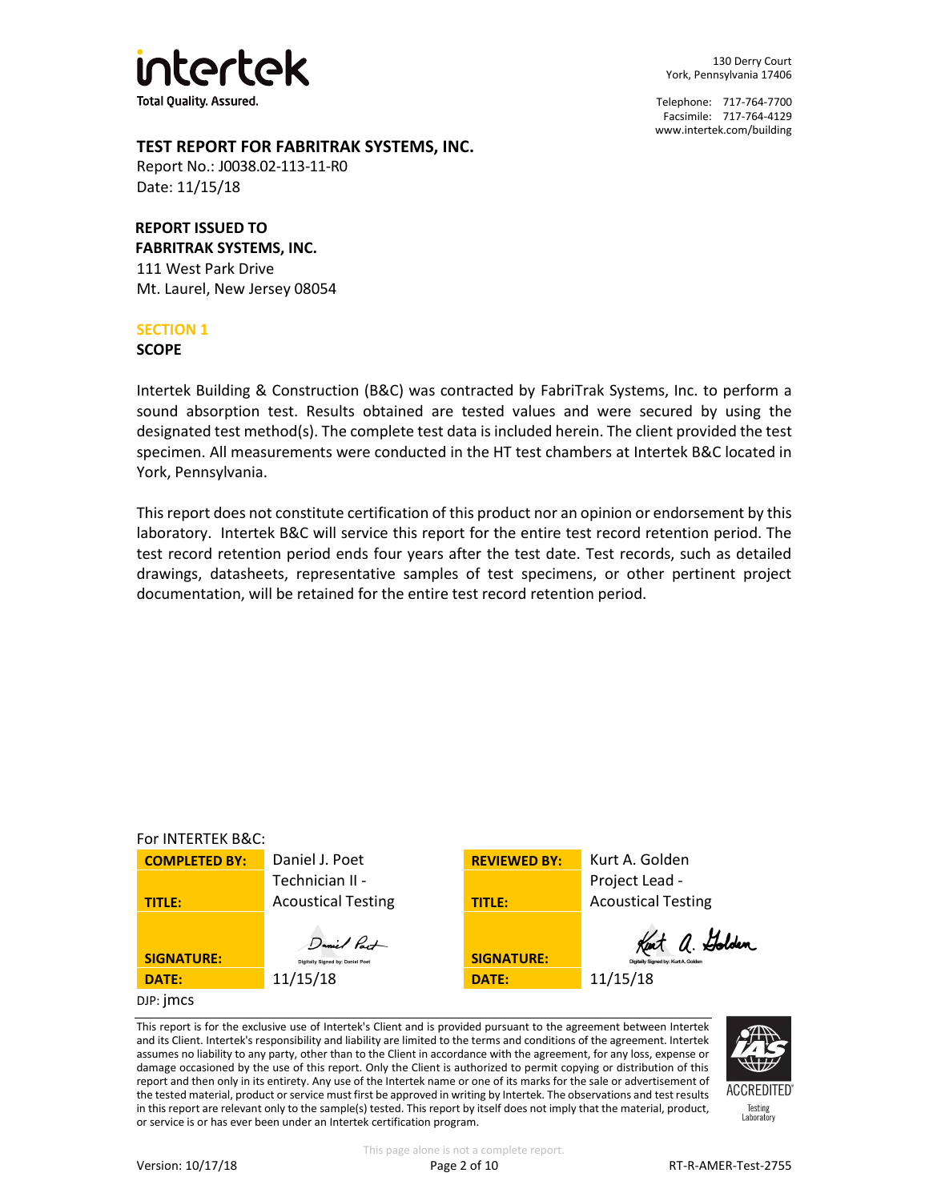intertek

Total Quality. Assured.

130 Derry Court
York, Pennsylvania 17406

Telephone: 717-764-7700
Facsimile: 717-764-4129
www.intertek.com/building

## TEST REPORT FOR FABRITRAK SYSTEMS, INC.

Report No.: J0038.02-113-11-R0
Date: 11/15/18

**REPORT ISSUED TO**
**FABRITRAK SYSTEMS, INC.**
111 West Park Drive
Mt. Laurel, New Jersey 08054

## SECTION 1

### SCOPE

Intertek Building & Construction (B&C) was contracted by FabriTrak Systems, Inc. to perform a sound absorption test. Results obtained are tested values and were secured by using the designated test method(s). The complete test data is included herein. The client provided the test specimen. All measurements were conducted in the HT test chambers at Intertek B&C located in York, Pennsylvania.

This report does not constitute certification of this product nor an opinion or endorsement by this laboratory. Intertek B&C will service this report for the entire test record retention period. The test record retention period ends four years after the test date. Test records, such as detailed drawings, datasheets, representative samples of test specimens, or other pertinent project documentation, will be retained for the entire test record retention period.

For INTERTEK B&C:

| | | | |
|---|---|---|---|
| **COMPLETED BY:** | Daniel J. Poet | **REVIEWED BY:** | Kurt A. Golden |
| **TITLE:** | Technician II - Acoustical Testing | **TITLE:** | Project Lead - Acoustical Testing |
| **SIGNATURE:** | Digitally Signed by: Daniel Poet | **SIGNATURE:** | Digitally Signed by: Kurt A. Golden |
| **DATE:** | 11/15/18 | **DATE:** | 11/15/18 |

DJP: jmcs

This report is for the exclusive use of Intertek's Client and is provided pursuant to the agreement between Intertek and its Client. Intertek's responsibility and liability are limited to the terms and conditions of the agreement. Intertek assumes no liability to any party, other than to the Client in accordance with the agreement, for any loss, expense or damage occasioned by the use of this report. Only the Client is authorized to permit copying or distribution of this report and then only in its entirety. Any use of the Intertek name or one of its marks for the sale or advertisement of the tested material, product or service must first be approved in writing by Intertek. The observations and test results in this report are relevant only to the sample(s) tested. This report by itself does not imply that the material, product, or service is or has ever been under an Intertek certification program.

IAS ACCREDITED Testing Laboratory

This page alone is not a complete report.

Version: 10/17/18

RT-R-AMER-Test-2755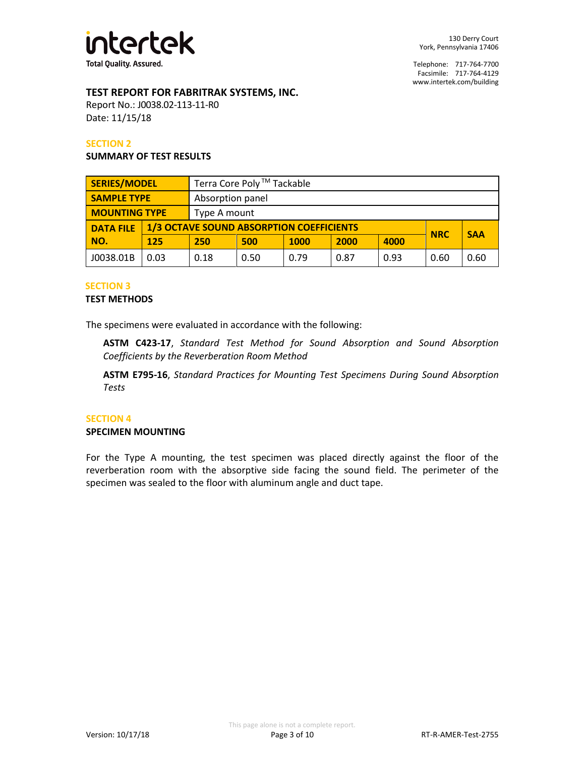## TEST REPORT FOR FABRITRAK SYSTEMS, INC.

Report No.: J0038.02-113-11-R0
Date: 11/15/18

### SECTION 2

**SUMMARY OF TEST RESULTS**

| **SERIES/MODEL** | Terra Core Poly™ Tackable | | | | | | | |
|---|---|---|---|---|---|---|---|---|
| **SAMPLE TYPE** | Absorption panel | | | | | | | |
| **MOUNTING TYPE** | Type A mount | | | | | | | |
| **DATA FILE NO.** | **1/3 OCTAVE SOUND ABSORPTION COEFFICIENTS** | | | | | | **NRC** | **SAA** |
| | **125** | **250** | **500** | **1000** | **2000** | **4000** | | |
| J0038.01B | 0.03 | 0.18 | 0.50 | 0.79 | 0.87 | 0.93 | 0.60 | 0.60 |

### SECTION 3

**TEST METHODS**

The specimens were evaluated in accordance with the following:

> **ASTM C423-17**, *Standard Test Method for Sound Absorption and Sound Absorption Coefficients by the Reverberation Room Method*
>
> **ASTM E795-16**, *Standard Practices for Mounting Test Specimens During Sound Absorption Tests*

### SECTION 4

**SPECIMEN MOUNTING**

For the Type A mounting, the test specimen was placed directly against the floor of the reverberation room with the absorptive side facing the sound field. The perimeter of the specimen was sealed to the floor with aluminum angle and duct tape.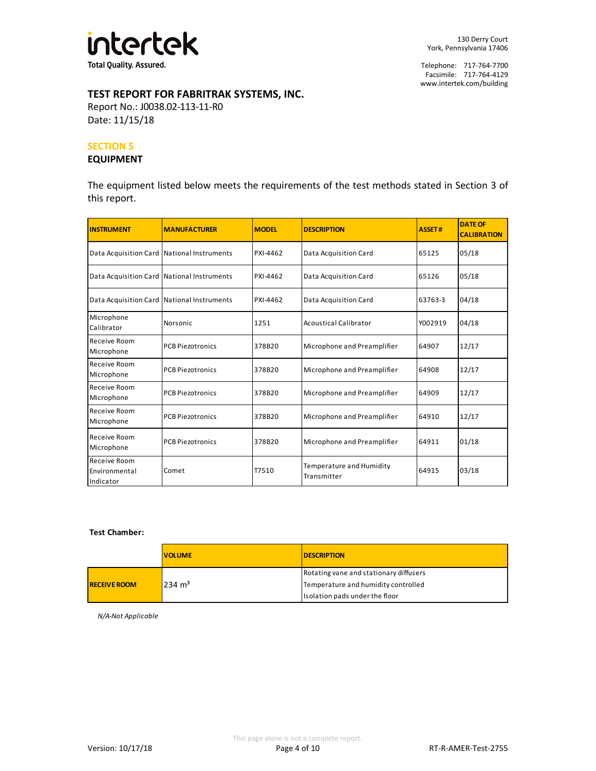## TEST REPORT FOR FABRITRAK SYSTEMS, INC.

Report No.: J0038.02-113-11-R0
Date: 11/15/18

### SECTION 5

### EQUIPMENT

The equipment listed below meets the requirements of the test methods stated in Section 3 of this report.

| INSTRUMENT | MANUFACTURER | MODEL | DESCRIPTION | ASSET # | DATE OF CALIBRATION |
|---|---|---|---|---|---|
| Data Acquisition Card | National Instruments | PXI-4462 | Data Acquisition Card | 65125 | 05/18 |
| Data Acquisition Card | National Instruments | PXI-4462 | Data Acquisition Card | 65126 | 05/18 |
| Data Acquisition Card | National Instruments | PXI-4462 | Data Acquisition Card | 63763-3 | 04/18 |
| Microphone Calibrator | Norsonic | 1251 | Acoustical Calibrator | Y002919 | 04/18 |
| Receive Room Microphone | PCB Piezotronics | 378B20 | Microphone and Preamplifier | 64907 | 12/17 |
| Receive Room Microphone | PCB Piezotronics | 378B20 | Microphone and Preamplifier | 64908 | 12/17 |
| Receive Room Microphone | PCB Piezotronics | 378B20 | Microphone and Preamplifier | 64909 | 12/17 |
| Receive Room Microphone | PCB Piezotronics | 378B20 | Microphone and Preamplifier | 64910 | 12/17 |
| Receive Room Microphone | PCB Piezotronics | 378B20 | Microphone and Preamplifier | 64911 | 01/18 |
| Receive Room Environmental Indicator | Comet | T7510 | Temperature and Humidity Transmitter | 64915 | 03/18 |

**Test Chamber:**

| | VOLUME | DESCRIPTION |
|---|---|---|
| **RECEIVE ROOM** | 234 $m^3$ | Rotating vane and stationary diffusers<br>Temperature and humidity controlled<br>Isolation pads under the floor |

*N/A-Not Applicable*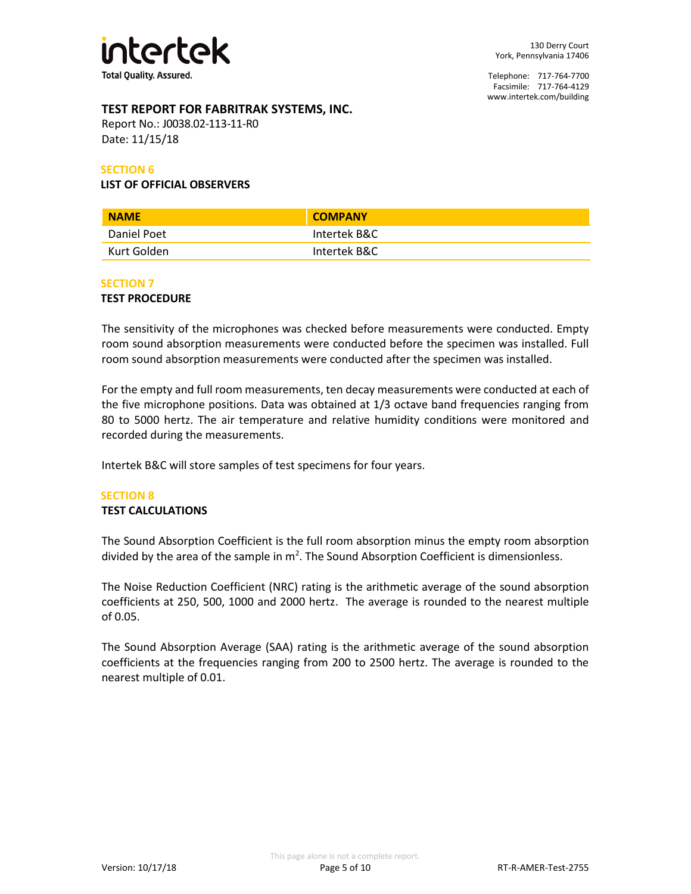**TEST REPORT FOR FABRITRAK SYSTEMS, INC.**

Report No.: J0038.02-113-11-R0

Date: 11/15/18

## SECTION 6

### LIST OF OFFICIAL OBSERVERS

| NAME | COMPANY |
|---|---|
| Daniel Poet | Intertek B&C |
| Kurt Golden | Intertek B&C |

## SECTION 7

### TEST PROCEDURE

The sensitivity of the microphones was checked before measurements were conducted. Empty room sound absorption measurements were conducted before the specimen was installed. Full room sound absorption measurements were conducted after the specimen was installed.

For the empty and full room measurements, ten decay measurements were conducted at each of the five microphone positions. Data was obtained at 1/3 octave band frequencies ranging from 80 to 5000 hertz. The air temperature and relative humidity conditions were monitored and recorded during the measurements.

Intertek B&C will store samples of test specimens for four years.

## SECTION 8

### TEST CALCULATIONS

The Sound Absorption Coefficient is the full room absorption minus the empty room absorption divided by the area of the sample in $m^2$. The Sound Absorption Coefficient is dimensionless.

The Noise Reduction Coefficient (NRC) rating is the arithmetic average of the sound absorption coefficients at 250, 500, 1000 and 2000 hertz. The average is rounded to the nearest multiple of 0.05.

The Sound Absorption Average (SAA) rating is the arithmetic average of the sound absorption coefficients at the frequencies ranging from 200 to 2500 hertz. The average is rounded to the nearest multiple of 0.01.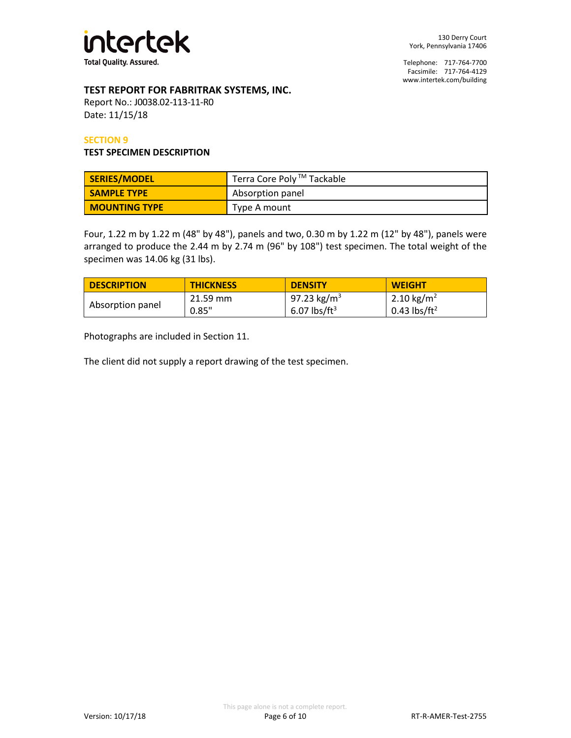## TEST REPORT FOR FABRITRAK SYSTEMS, INC.

Report No.: J0038.02-113-11-R0
Date: 11/15/18

### SECTION 9

### TEST SPECIMEN DESCRIPTION

| SERIES/MODEL | Terra Core Poly ™ Tackable |
|---|---|
| SAMPLE TYPE | Absorption panel |
| MOUNTING TYPE | Type A mount |

Four, 1.22 m by 1.22 m (48" by 48"), panels and two, 0.30 m by 1.22 m (12" by 48"), panels were arranged to produce the 2.44 m by 2.74 m (96" by 108") test specimen. The total weight of the specimen was 14.06 kg (31 lbs).

| DESCRIPTION | THICKNESS | DENSITY | WEIGHT |
|---|---|---|---|
| Absorption panel | 21.59 mm<br>0.85" | 97.23 $kg/m^3$<br>6.07 $lbs/ft^3$ | 2.10 $kg/m^2$<br>0.43 $lbs/ft^2$ |

Photographs are included in Section 11.

The client did not supply a report drawing of the test specimen.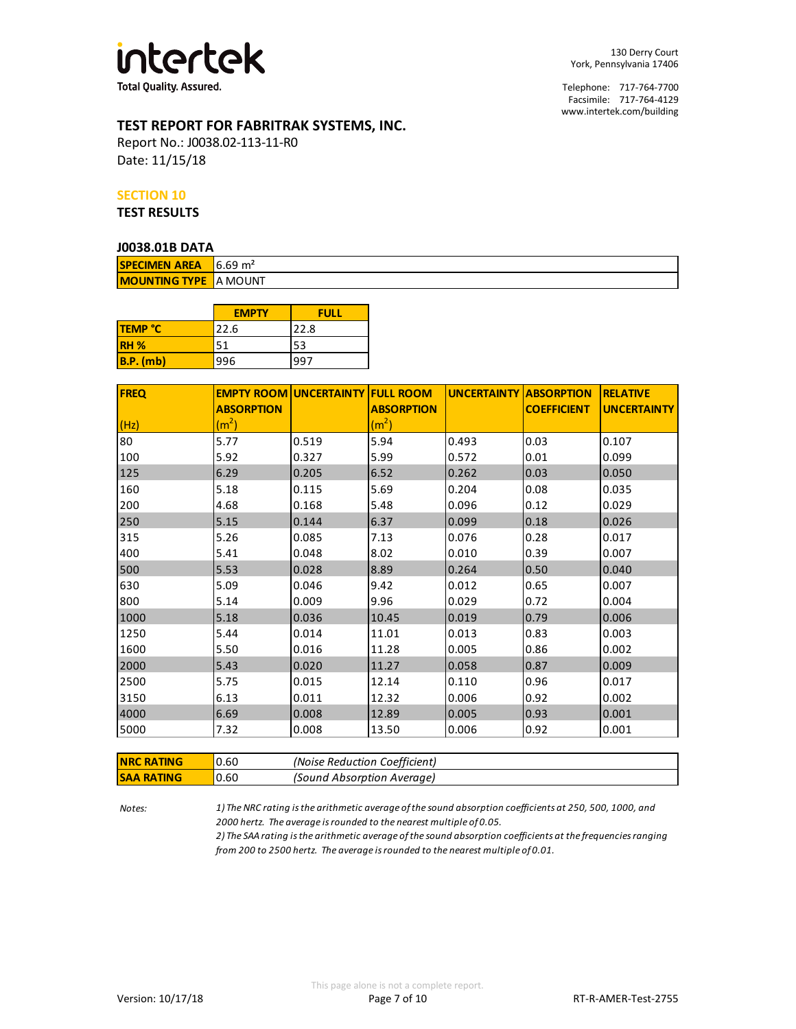intertek

Total Quality. Assured.

130 Derry Court
York, Pennsylvania 17406

Telephone: 717-764-7700
Facsimile: 717-764-4129
www.intertek.com/building

## TEST REPORT FOR FABRITRAK SYSTEMS, INC.

Report No.: J0038.02-113-11-R0
Date: 11/15/18

### SECTION 10

### TEST RESULTS

#### J0038.01B DATA

| | |
|---|---|
| **SPECIMEN AREA** | 6.69 $m^2$ |
| **MOUNTING TYPE** | A MOUNT |

| | EMPTY | FULL |
|---|---|---|
| **TEMP °C** | 22.6 | 22.8 |
| **RH %** | 51 | 53 |
| **B.P. (mb)** | 996 | 997 |

| FREQ (Hz) | EMPTY ROOM ABSORPTION ($m^2$) | UNCERTAINTY | FULL ROOM ABSORPTION ($m^2$) | UNCERTAINTY | ABSORPTION COEFFICIENT | RELATIVE UNCERTAINTY |
|---|---|---|---|---|---|---|
| 80 | 5.77 | 0.519 | 5.94 | 0.493 | 0.03 | 0.107 |
| 100 | 5.92 | 0.327 | 5.99 | 0.572 | 0.01 | 0.099 |
| 125 | 6.29 | 0.205 | 6.52 | 0.262 | 0.03 | 0.050 |
| 160 | 5.18 | 0.115 | 5.69 | 0.204 | 0.08 | 0.035 |
| 200 | 4.68 | 0.168 | 5.48 | 0.096 | 0.12 | 0.029 |
| 250 | 5.15 | 0.144 | 6.37 | 0.099 | 0.18 | 0.026 |
| 315 | 5.26 | 0.085 | 7.13 | 0.076 | 0.28 | 0.017 |
| 400 | 5.41 | 0.048 | 8.02 | 0.010 | 0.39 | 0.007 |
| 500 | 5.53 | 0.028 | 8.89 | 0.264 | 0.50 | 0.040 |
| 630 | 5.09 | 0.046 | 9.42 | 0.012 | 0.65 | 0.007 |
| 800 | 5.14 | 0.009 | 9.96 | 0.029 | 0.72 | 0.004 |
| 1000 | 5.18 | 0.036 | 10.45 | 0.019 | 0.79 | 0.006 |
| 1250 | 5.44 | 0.014 | 11.01 | 0.013 | 0.83 | 0.003 |
| 1600 | 5.50 | 0.016 | 11.28 | 0.005 | 0.86 | 0.002 |
| 2000 | 5.43 | 0.020 | 11.27 | 0.058 | 0.87 | 0.009 |
| 2500 | 5.75 | 0.015 | 12.14 | 0.110 | 0.96 | 0.017 |
| 3150 | 6.13 | 0.011 | 12.32 | 0.006 | 0.92 | 0.002 |
| 4000 | 6.69 | 0.008 | 12.89 | 0.005 | 0.93 | 0.001 |
| 5000 | 7.32 | 0.008 | 13.50 | 0.006 | 0.92 | 0.001 |

| | | |
|---|---|---|
| **NRC RATING** | 0.60 | *(Noise Reduction Coefficient)* |
| **SAA RATING** | 0.60 | *(Sound Absorption Average)* |

*Notes:*

*1) The NRC rating is the arithmetic average of the sound absorption coefficients at 250, 500, 1000, and 2000 hertz. The average is rounded to the nearest multiple of 0.05.*

*2) The SAA rating is the arithmetic average of the sound absorption coefficients at the frequencies ranging from 200 to 2500 hertz. The average is rounded to the nearest multiple of 0.01.*

This page alone is not a complete report.

Version: 10/17/18 RT-R-AMER-Test-2755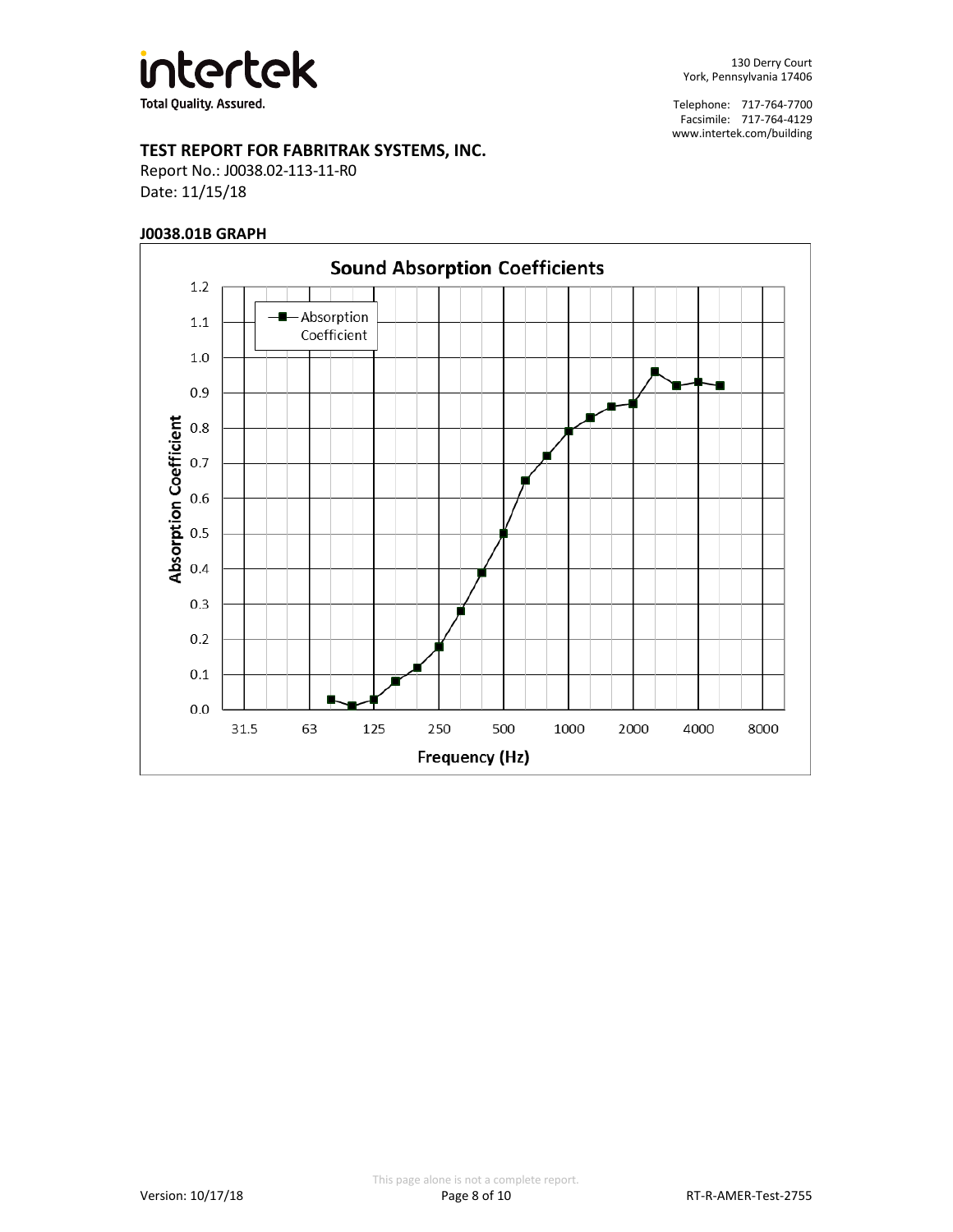**TEST REPORT FOR FABRITRAK SYSTEMS, INC.**

Report No.: J0038.02-113-11-R0

Date: 11/15/18

**J0038.01B GRAPH**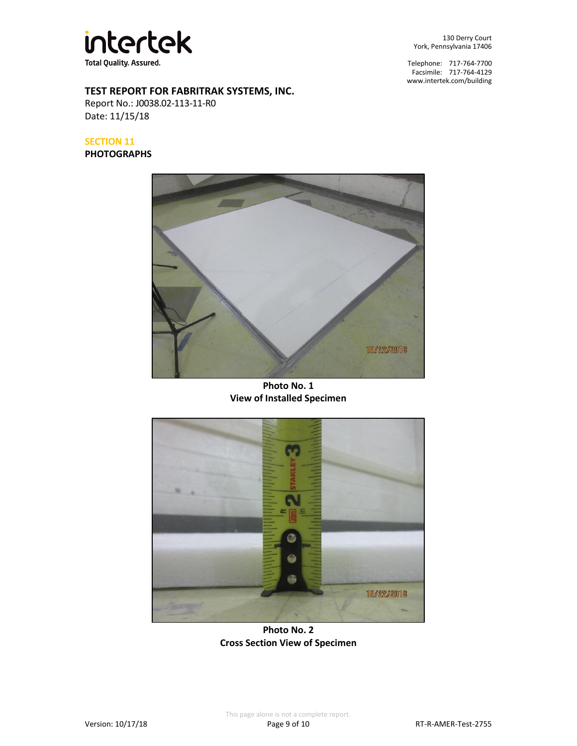**TEST REPORT FOR FABRITRAK SYSTEMS, INC.**
Report No.: J0038.02-113-11-R0
Date: 11/15/18

## SECTION 11
## PHOTOGRAPHS

**Photo No. 1**
**View of Installed Specimen**

**Photo No. 2**
**Cross Section View of Specimen**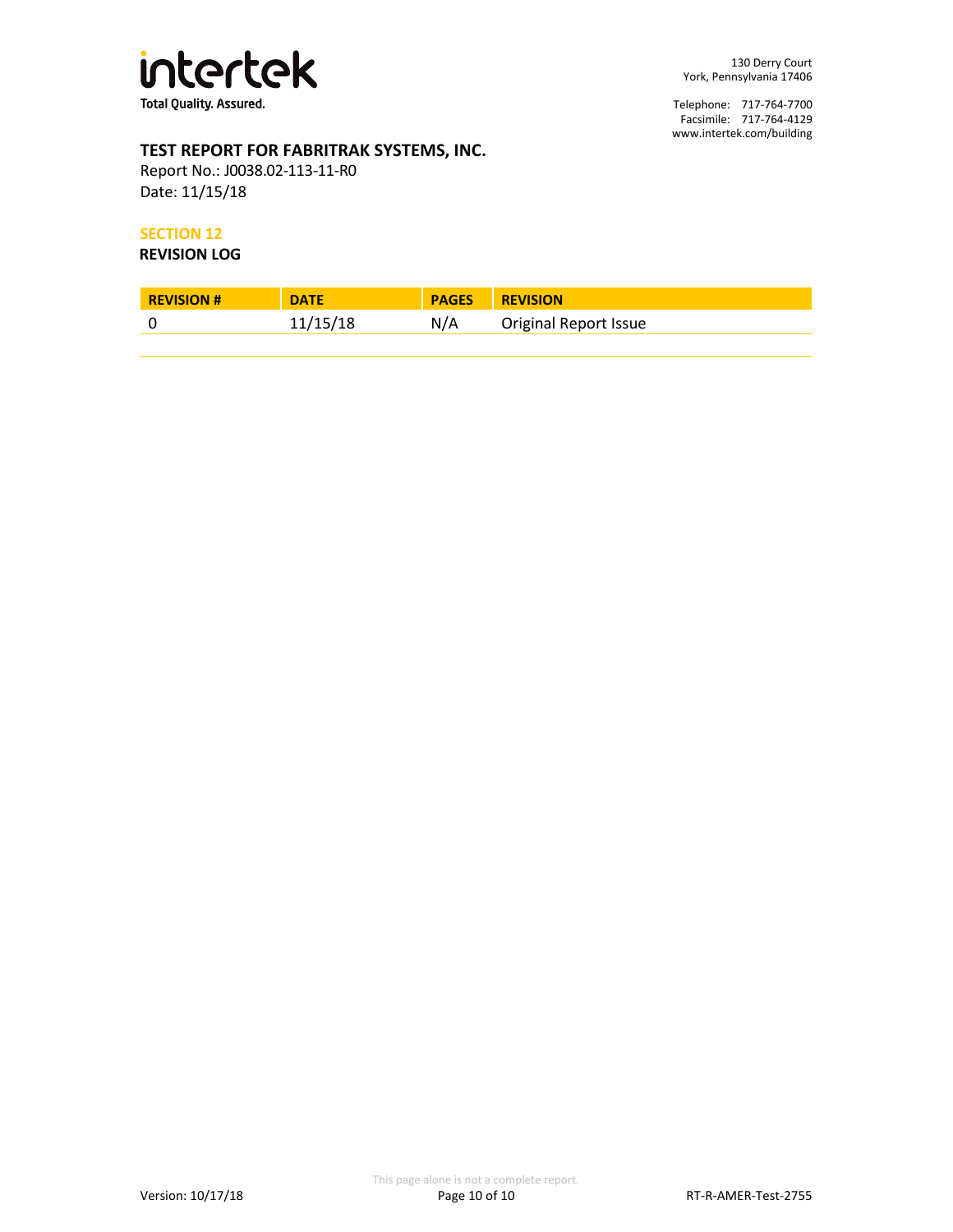## SECTION 12

## REVISION LOG

| REVISION # | DATE | PAGES | REVISION |
|---|---|---|---|
| 0 | 11/15/18 | N/A | Original Report Issue |